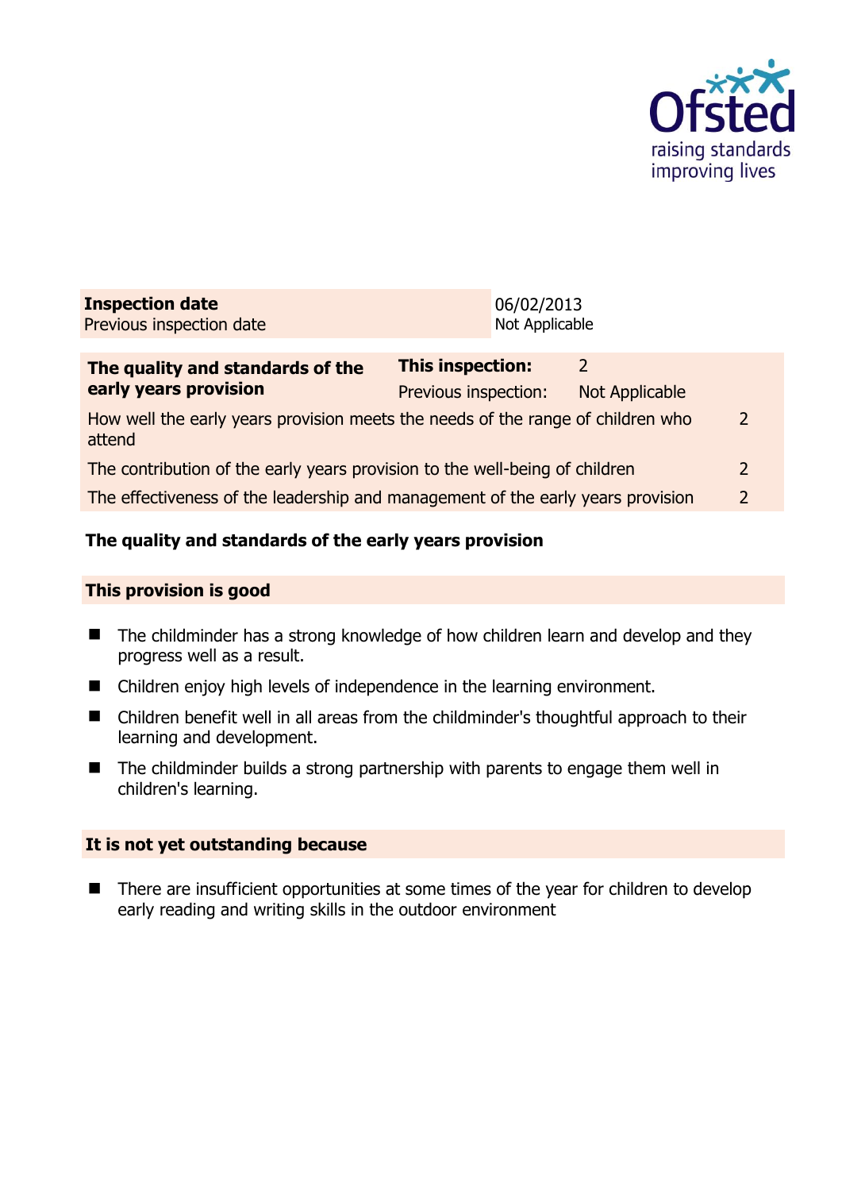Ofsted
raising standards
improving lives

| Inspection date | 06/02/2013 |
| --- | --- |
| Previous inspection date | Not Applicable |

| The quality and standards of the early years provision | This inspection: | 2 |
| --- | --- | --- |
| | Previous inspection: | Not Applicable |
| How well the early years provision meets the needs of the range of children who attend | | 2 |
| The contribution of the early years provision to the well-being of children | | 2 |
| The effectiveness of the leadership and management of the early years provision | | 2 |

## The quality and standards of the early years provision

### This provision is good

- The childminder has a strong knowledge of how children learn and develop and they progress well as a result.
- Children enjoy high levels of independence in the learning environment.
- Children benefit well in all areas from the childminder's thoughtful approach to their learning and development.
- The childminder builds a strong partnership with parents to engage them well in children's learning.

### It is not yet outstanding because

- There are insufficient opportunities at some times of the year for children to develop early reading and writing skills in the outdoor environment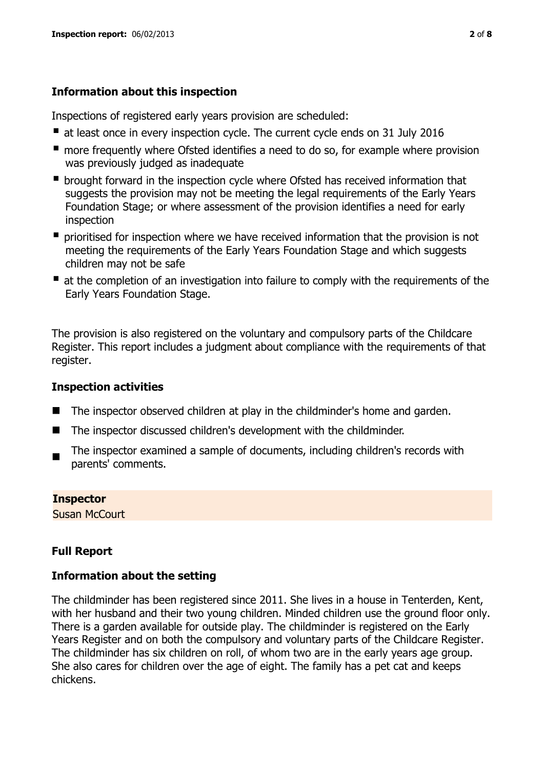## Information about this inspection

Inspections of registered early years provision are scheduled:

- at least once in every inspection cycle. The current cycle ends on 31 July 2016
- more frequently where Ofsted identifies a need to do so, for example where provision was previously judged as inadequate
- brought forward in the inspection cycle where Ofsted has received information that suggests the provision may not be meeting the legal requirements of the Early Years Foundation Stage; or where assessment of the provision identifies a need for early inspection
- prioritised for inspection where we have received information that the provision is not meeting the requirements of the Early Years Foundation Stage and which suggests children may not be safe
- at the completion of an investigation into failure to comply with the requirements of the Early Years Foundation Stage.

The provision is also registered on the voluntary and compulsory parts of the Childcare Register. This report includes a judgment about compliance with the requirements of that register.

## Inspection activities

- The inspector observed children at play in the childminder's home and garden.
- The inspector discussed children's development with the childminder.
- The inspector examined a sample of documents, including children's records with parents' comments.

**Inspector**
Susan McCourt

## Full Report

## Information about the setting

The childminder has been registered since 2011. She lives in a house in Tenterden, Kent, with her husband and their two young children. Minded children use the ground floor only. There is a garden available for outside play. The childminder is registered on the Early Years Register and on both the compulsory and voluntary parts of the Childcare Register. The childminder has six children on roll, of whom two are in the early years age group. She also cares for children over the age of eight. The family has a pet cat and keeps chickens.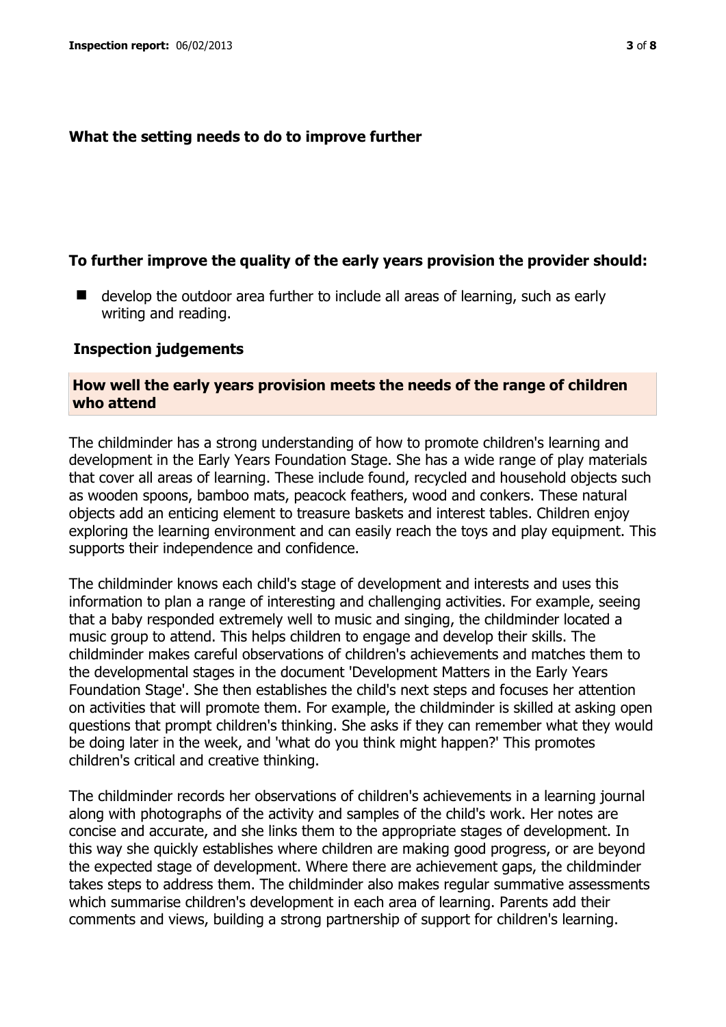## What the setting needs to do to improve further

**To further improve the quality of the early years provision the provider should:**

- develop the outdoor area further to include all areas of learning, such as early writing and reading.

## Inspection judgements

### How well the early years provision meets the needs of the range of children who attend

The childminder has a strong understanding of how to promote children's learning and development in the Early Years Foundation Stage. She has a wide range of play materials that cover all areas of learning. These include found, recycled and household objects such as wooden spoons, bamboo mats, peacock feathers, wood and conkers. These natural objects add an enticing element to treasure baskets and interest tables. Children enjoy exploring the learning environment and can easily reach the toys and play equipment. This supports their independence and confidence.

The childminder knows each child's stage of development and interests and uses this information to plan a range of interesting and challenging activities. For example, seeing that a baby responded extremely well to music and singing, the childminder located a music group to attend. This helps children to engage and develop their skills. The childminder makes careful observations of children's achievements and matches them to the developmental stages in the document 'Development Matters in the Early Years Foundation Stage'. She then establishes the child's next steps and focuses her attention on activities that will promote them. For example, the childminder is skilled at asking open questions that prompt children's thinking. She asks if they can remember what they would be doing later in the week, and 'what do you think might happen?' This promotes children's critical and creative thinking.

The childminder records her observations of children's achievements in a learning journal along with photographs of the activity and samples of the child's work. Her notes are concise and accurate, and she links them to the appropriate stages of development. In this way she quickly establishes where children are making good progress, or are beyond the expected stage of development. Where there are achievement gaps, the childminder takes steps to address them. The childminder also makes regular summative assessments which summarise children's development in each area of learning. Parents add their comments and views, building a strong partnership of support for children's learning.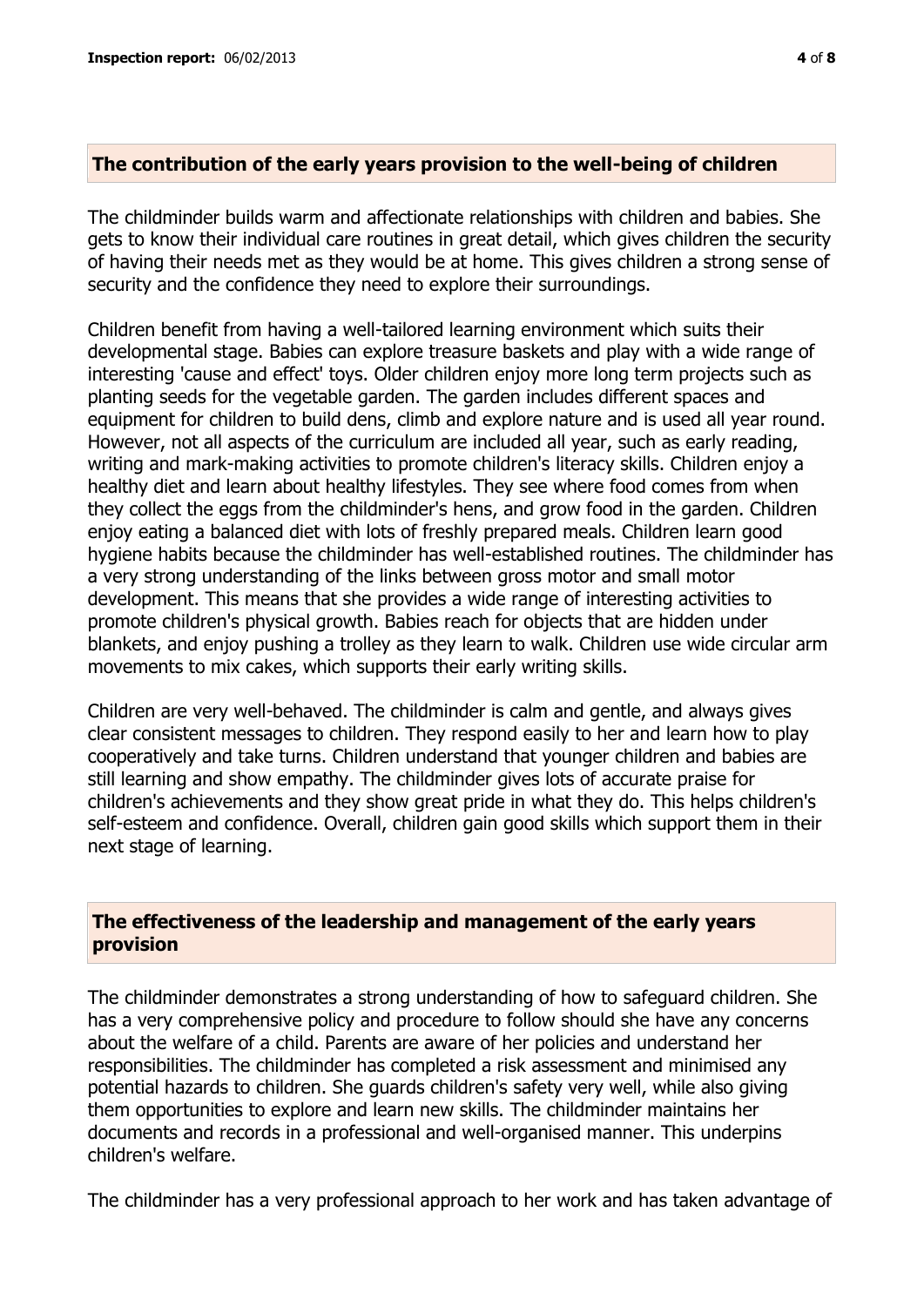## The contribution of the early years provision to the well-being of children

The childminder builds warm and affectionate relationships with children and babies. She gets to know their individual care routines in great detail, which gives children the security of having their needs met as they would be at home. This gives children a strong sense of security and the confidence they need to explore their surroundings.

Children benefit from having a well-tailored learning environment which suits their developmental stage. Babies can explore treasure baskets and play with a wide range of interesting 'cause and effect' toys. Older children enjoy more long term projects such as planting seeds for the vegetable garden. The garden includes different spaces and equipment for children to build dens, climb and explore nature and is used all year round. However, not all aspects of the curriculum are included all year, such as early reading, writing and mark-making activities to promote children's literacy skills. Children enjoy a healthy diet and learn about healthy lifestyles. They see where food comes from when they collect the eggs from the childminder's hens, and grow food in the garden. Children enjoy eating a balanced diet with lots of freshly prepared meals. Children learn good hygiene habits because the childminder has well-established routines. The childminder has a very strong understanding of the links between gross motor and small motor development. This means that she provides a wide range of interesting activities to promote children's physical growth. Babies reach for objects that are hidden under blankets, and enjoy pushing a trolley as they learn to walk. Children use wide circular arm movements to mix cakes, which supports their early writing skills.

Children are very well-behaved. The childminder is calm and gentle, and always gives clear consistent messages to children. They respond easily to her and learn how to play cooperatively and take turns. Children understand that younger children and babies are still learning and show empathy. The childminder gives lots of accurate praise for children's achievements and they show great pride in what they do. This helps children's self-esteem and confidence. Overall, children gain good skills which support them in their next stage of learning.

## The effectiveness of the leadership and management of the early years provision

The childminder demonstrates a strong understanding of how to safeguard children. She has a very comprehensive policy and procedure to follow should she have any concerns about the welfare of a child. Parents are aware of her policies and understand her responsibilities. The childminder has completed a risk assessment and minimised any potential hazards to children. She guards children's safety very well, while also giving them opportunities to explore and learn new skills. The childminder maintains her documents and records in a professional and well-organised manner. This underpins children's welfare.

The childminder has a very professional approach to her work and has taken advantage of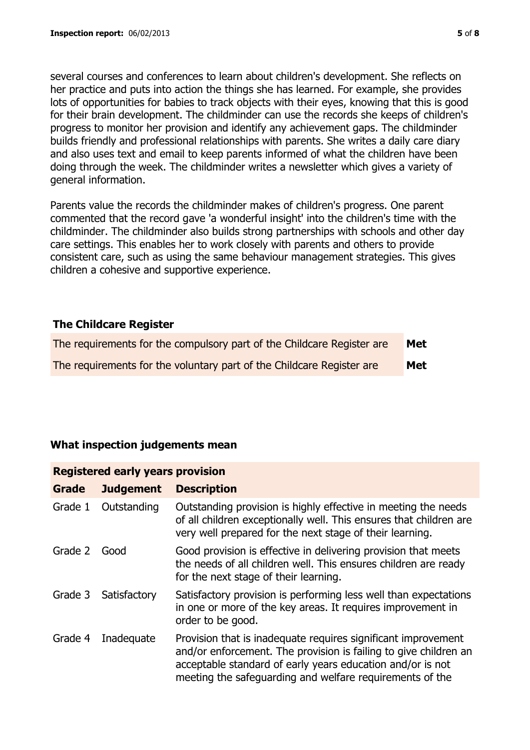several courses and conferences to learn about children's development. She reflects on her practice and puts into action the things she has learned. For example, she provides lots of opportunities for babies to track objects with their eyes, knowing that this is good for their brain development. The childminder can use the records she keeps of children's progress to monitor her provision and identify any achievement gaps. The childminder builds friendly and professional relationships with parents. She writes a daily care diary and also uses text and email to keep parents informed of what the children have been doing through the week. The childminder writes a newsletter which gives a variety of general information.

Parents value the records the childminder makes of children's progress. One parent commented that the record gave 'a wonderful insight' into the children's time with the childminder. The childminder also builds strong partnerships with schools and other day care settings. This enables her to work closely with parents and others to provide consistent care, such as using the same behaviour management strategies. This gives children a cohesive and supportive experience.

## The Childcare Register

| | |
|---|---|
| The requirements for the compulsory part of the Childcare Register are | **Met** |
| The requirements for the voluntary part of the Childcare Register are | **Met** |

## What inspection judgements mean

| **Registered early years provision** | | |
|---|---|---|
| **Grade** | **Judgement** | **Description** |
| Grade 1 | Outstanding | Outstanding provision is highly effective in meeting the needs of all children exceptionally well. This ensures that children are very well prepared for the next stage of their learning. |
| Grade 2 | Good | Good provision is effective in delivering provision that meets the needs of all children well. This ensures children are ready for the next stage of their learning. |
| Grade 3 | Satisfactory | Satisfactory provision is performing less well than expectations in one or more of the key areas. It requires improvement in order to be good. |
| Grade 4 | Inadequate | Provision that is inadequate requires significant improvement and/or enforcement. The provision is failing to give children an acceptable standard of early years education and/or is not meeting the safeguarding and welfare requirements of the |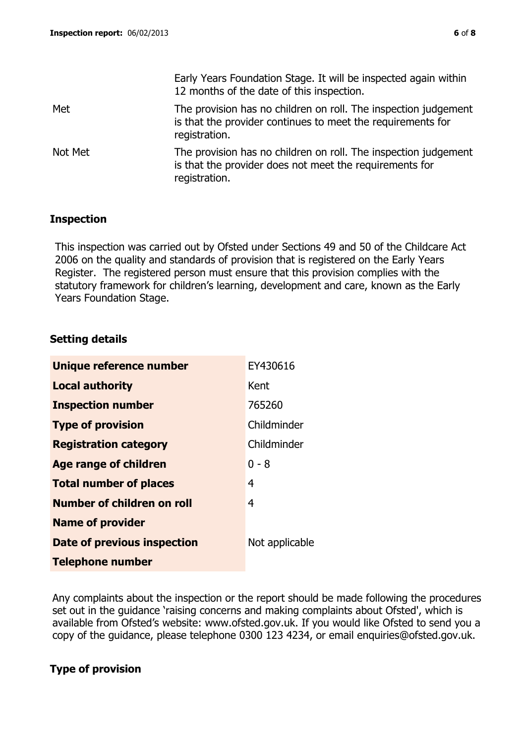| | |
|---|---|
| | Early Years Foundation Stage. It will be inspected again within 12 months of the date of this inspection. |
| Met | The provision has no children on roll. The inspection judgement is that the provider continues to meet the requirements for registration. |
| Not Met | The provision has no children on roll. The inspection judgement is that the provider does not meet the requirements for registration. |

## Inspection

This inspection was carried out by Ofsted under Sections 49 and 50 of the Childcare Act 2006 on the quality and standards of provision that is registered on the Early Years Register. The registered person must ensure that this provision complies with the statutory framework for children's learning, development and care, known as the Early Years Foundation Stage.

## Setting details

| | |
|---|---|
| **Unique reference number** | EY430616 |
| **Local authority** | Kent |
| **Inspection number** | 765260 |
| **Type of provision** | Childminder |
| **Registration category** | Childminder |
| **Age range of children** | 0 - 8 |
| **Total number of places** | 4 |
| **Number of children on roll** | 4 |
| **Name of provider** | |
| **Date of previous inspection** | Not applicable |
| **Telephone number** | |

Any complaints about the inspection or the report should be made following the procedures set out in the guidance 'raising concerns and making complaints about Ofsted', which is available from Ofsted's website: www.ofsted.gov.uk. If you would like Ofsted to send you a copy of the guidance, please telephone 0300 123 4234, or email enquiries@ofsted.gov.uk.

## Type of provision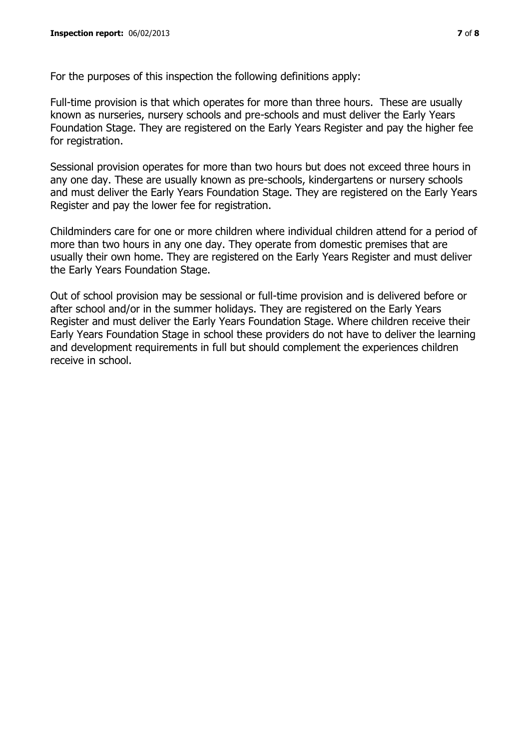For the purposes of this inspection the following definitions apply:

Full-time provision is that which operates for more than three hours. These are usually known as nurseries, nursery schools and pre-schools and must deliver the Early Years Foundation Stage. They are registered on the Early Years Register and pay the higher fee for registration.

Sessional provision operates for more than two hours but does not exceed three hours in any one day. These are usually known as pre-schools, kindergartens or nursery schools and must deliver the Early Years Foundation Stage. They are registered on the Early Years Register and pay the lower fee for registration.

Childminders care for one or more children where individual children attend for a period of more than two hours in any one day. They operate from domestic premises that are usually their own home. They are registered on the Early Years Register and must deliver the Early Years Foundation Stage.

Out of school provision may be sessional or full-time provision and is delivered before or after school and/or in the summer holidays. They are registered on the Early Years Register and must deliver the Early Years Foundation Stage. Where children receive their Early Years Foundation Stage in school these providers do not have to deliver the learning and development requirements in full but should complement the experiences children receive in school.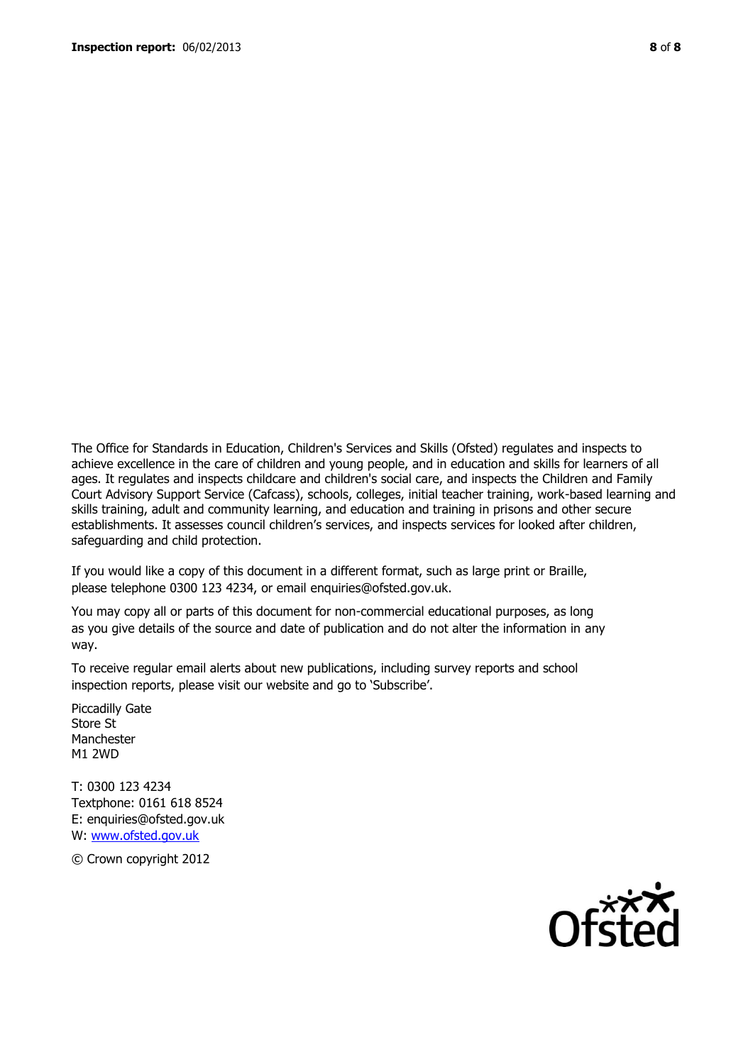The Office for Standards in Education, Children's Services and Skills (Ofsted) regulates and inspects to achieve excellence in the care of children and young people, and in education and skills for learners of all ages. It regulates and inspects childcare and children's social care, and inspects the Children and Family Court Advisory Support Service (Cafcass), schools, colleges, initial teacher training, work-based learning and skills training, adult and community learning, and education and training in prisons and other secure establishments. It assesses council children's services, and inspects services for looked after children, safeguarding and child protection.

If you would like a copy of this document in a different format, such as large print or Braille, please telephone 0300 123 4234, or email enquiries@ofsted.gov.uk.

You may copy all or parts of this document for non-commercial educational purposes, as long as you give details of the source and date of publication and do not alter the information in any way.

To receive regular email alerts about new publications, including survey reports and school inspection reports, please visit our website and go to 'Subscribe'.

Piccadilly Gate
Store St
Manchester
M1 2WD

T: 0300 123 4234
Textphone: 0161 618 8524
E: enquiries@ofsted.gov.uk
W: [www.ofsted.gov.uk](http://www.ofsted.gov.uk)

© Crown copyright 2012